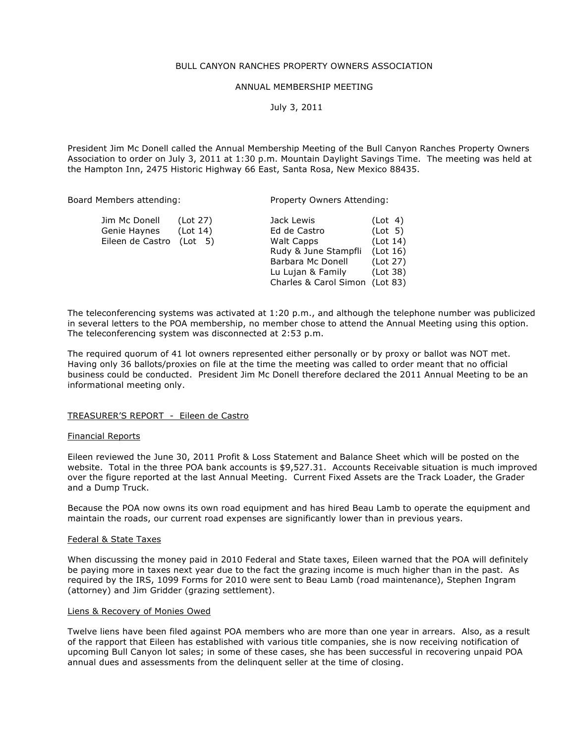BULL CANYON RANCHES PROPERTY OWNERS ASSOCIATION

ANNUAL MEMBERSHIP MEETING

July 3, 2011

President Jim Mc Donell called the Annual Membership Meeting of the Bull Canyon Ranches Property Owners Association to order on July 3, 2011 at 1:30 p.m. Mountain Daylight Savings Time. The meeting was held at the Hampton Inn, 2475 Historic Highway 66 East, Santa Rosa, New Mexico 88435.

| Board Members attending: | | Property Owners Attending: | |
|---|---|---|---|
| Jim Mc Donell | (Lot 27) | Jack Lewis | (Lot 4) |
| Genie Haynes | (Lot 14) | Ed de Castro | (Lot 5) |
| Eileen de Castro | (Lot 5) | Walt Capps | (Lot 14) |
| | | Rudy & June Stampfli | (Lot 16) |
| | | Barbara Mc Donell | (Lot 27) |
| | | Lu Lujan & Family | (Lot 38) |
| | | Charles & Carol Simon | (Lot 83) |

The teleconferencing systems was activated at 1:20 p.m., and although the telephone number was publicized in several letters to the POA membership, no member chose to attend the Annual Meeting using this option. The teleconferencing system was disconnected at 2:53 p.m.

The required quorum of 41 lot owners represented either personally or by proxy or ballot was NOT met. Having only 36 ballots/proxies on file at the time the meeting was called to order meant that no official business could be conducted. President Jim Mc Donell therefore declared the 2011 Annual Meeting to be an informational meeting only.

## TREASURER'S REPORT - Eileen de Castro

### Financial Reports

Eileen reviewed the June 30, 2011 Profit & Loss Statement and Balance Sheet which will be posted on the website. Total in the three POA bank accounts is $9,527.31. Accounts Receivable situation is much improved over the figure reported at the last Annual Meeting. Current Fixed Assets are the Track Loader, the Grader and a Dump Truck.

Because the POA now owns its own road equipment and has hired Beau Lamb to operate the equipment and maintain the roads, our current road expenses are significantly lower than in previous years.

### Federal & State Taxes

When discussing the money paid in 2010 Federal and State taxes, Eileen warned that the POA will definitely be paying more in taxes next year due to the fact the grazing income is much higher than in the past. As required by the IRS, 1099 Forms for 2010 were sent to Beau Lamb (road maintenance), Stephen Ingram (attorney) and Jim Gridder (grazing settlement).

### Liens & Recovery of Monies Owed

Twelve liens have been filed against POA members who are more than one year in arrears. Also, as a result of the rapport that Eileen has established with various title companies, she is now receiving notification of upcoming Bull Canyon lot sales; in some of these cases, she has been successful in recovering unpaid POA annual dues and assessments from the delinquent seller at the time of closing.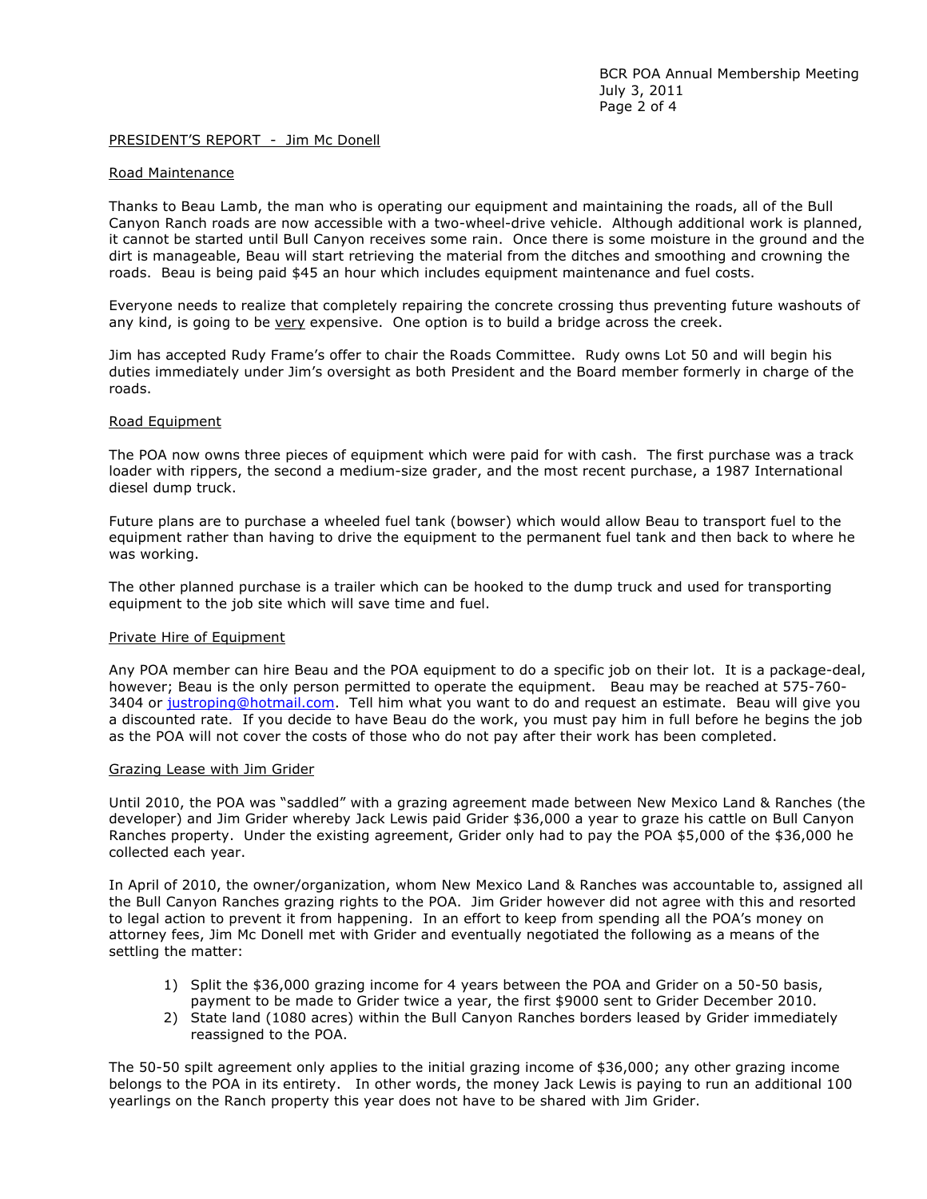## PRESIDENT'S REPORT - Jim Mc Donell

### Road Maintenance

Thanks to Beau Lamb, the man who is operating our equipment and maintaining the roads, all of the Bull Canyon Ranch roads are now accessible with a two-wheel-drive vehicle. Although additional work is planned, it cannot be started until Bull Canyon receives some rain. Once there is some moisture in the ground and the dirt is manageable, Beau will start retrieving the material from the ditches and smoothing and crowning the roads. Beau is being paid $45 an hour which includes equipment maintenance and fuel costs.

Everyone needs to realize that completely repairing the concrete crossing thus preventing future washouts of any kind, is going to be very expensive. One option is to build a bridge across the creek.

Jim has accepted Rudy Frame's offer to chair the Roads Committee. Rudy owns Lot 50 and will begin his duties immediately under Jim's oversight as both President and the Board member formerly in charge of the roads.

### Road Equipment

The POA now owns three pieces of equipment which were paid for with cash. The first purchase was a track loader with rippers, the second a medium-size grader, and the most recent purchase, a 1987 International diesel dump truck.

Future plans are to purchase a wheeled fuel tank (bowser) which would allow Beau to transport fuel to the equipment rather than having to drive the equipment to the permanent fuel tank and then back to where he was working.

The other planned purchase is a trailer which can be hooked to the dump truck and used for transporting equipment to the job site which will save time and fuel.

### Private Hire of Equipment

Any POA member can hire Beau and the POA equipment to do a specific job on their lot. It is a package-deal, however; Beau is the only person permitted to operate the equipment. Beau may be reached at 575-760-3404 or justroping@hotmail.com. Tell him what you want to do and request an estimate. Beau will give you a discounted rate. If you decide to have Beau do the work, you must pay him in full before he begins the job as the POA will not cover the costs of those who do not pay after their work has been completed.

### Grazing Lease with Jim Grider

Until 2010, the POA was "saddled" with a grazing agreement made between New Mexico Land & Ranches (the developer) and Jim Grider whereby Jack Lewis paid Grider $36,000 a year to graze his cattle on Bull Canyon Ranches property. Under the existing agreement, Grider only had to pay the POA $5,000 of the $36,000 he collected each year.

In April of 2010, the owner/organization, whom New Mexico Land & Ranches was accountable to, assigned all the Bull Canyon Ranches grazing rights to the POA. Jim Grider however did not agree with this and resorted to legal action to prevent it from happening. In an effort to keep from spending all the POA's money on attorney fees, Jim Mc Donell met with Grider and eventually negotiated the following as a means of the settling the matter:

1) Split the $36,000 grazing income for 4 years between the POA and Grider on a 50-50 basis, payment to be made to Grider twice a year, the first $9000 sent to Grider December 2010.
2) State land (1080 acres) within the Bull Canyon Ranches borders leased by Grider immediately reassigned to the POA.

The 50-50 spilt agreement only applies to the initial grazing income of $36,000; any other grazing income belongs to the POA in its entirety. In other words, the money Jack Lewis is paying to run an additional 100 yearlings on the Ranch property this year does not have to be shared with Jim Grider.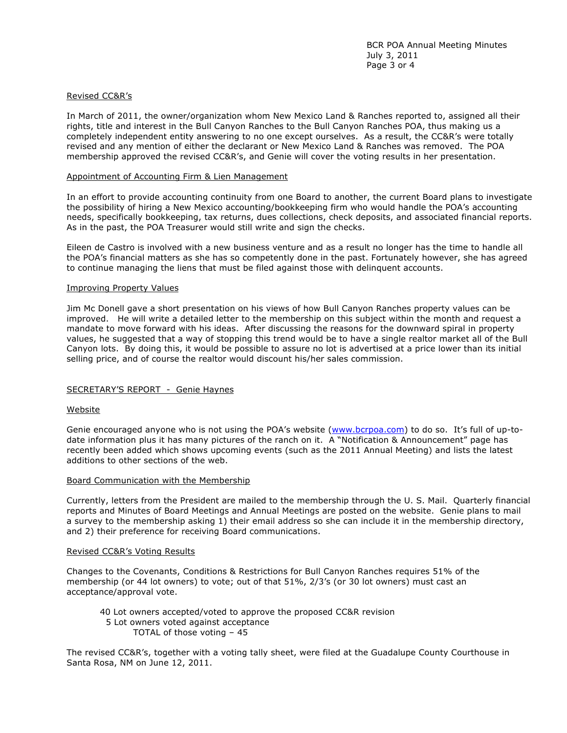## Revised CC&R's

In March of 2011, the owner/organization whom New Mexico Land & Ranches reported to, assigned all their rights, title and interest in the Bull Canyon Ranches to the Bull Canyon Ranches POA, thus making us a completely independent entity answering to no one except ourselves. As a result, the CC&R's were totally revised and any mention of either the declarant or New Mexico Land & Ranches was removed. The POA membership approved the revised CC&R's, and Genie will cover the voting results in her presentation.

## Appointment of Accounting Firm & Lien Management

In an effort to provide accounting continuity from one Board to another, the current Board plans to investigate the possibility of hiring a New Mexico accounting/bookkeeping firm who would handle the POA's accounting needs, specifically bookkeeping, tax returns, dues collections, check deposits, and associated financial reports. As in the past, the POA Treasurer would still write and sign the checks.

Eileen de Castro is involved with a new business venture and as a result no longer has the time to handle all the POA's financial matters as she has so competently done in the past. Fortunately however, she has agreed to continue managing the liens that must be filed against those with delinquent accounts.

## Improving Property Values

Jim Mc Donell gave a short presentation on his views of how Bull Canyon Ranches property values can be improved. He will write a detailed letter to the membership on this subject within the month and request a mandate to move forward with his ideas. After discussing the reasons for the downward spiral in property values, he suggested that a way of stopping this trend would be to have a single realtor market all of the Bull Canyon lots. By doing this, it would be possible to assure no lot is advertised at a price lower than its initial selling price, and of course the realtor would discount his/her sales commission.

# SECRETARY'S REPORT - Genie Haynes

## Website

Genie encouraged anyone who is not using the POA's website (www.bcrpoa.com) to do so. It's full of up-to-date information plus it has many pictures of the ranch on it. A "Notification & Announcement" page has recently been added which shows upcoming events (such as the 2011 Annual Meeting) and lists the latest additions to other sections of the web.

## Board Communication with the Membership

Currently, letters from the President are mailed to the membership through the U. S. Mail. Quarterly financial reports and Minutes of Board Meetings and Annual Meetings are posted on the website. Genie plans to mail a survey to the membership asking 1) their email address so she can include it in the membership directory, and 2) their preference for receiving Board communications.

## Revised CC&R's Voting Results

Changes to the Covenants, Conditions & Restrictions for Bull Canyon Ranches requires 51% of the membership (or 44 lot owners) to vote; out of that 51%, 2/3's (or 30 lot owners) must cast an acceptance/approval vote.

40 Lot owners accepted/voted to approve the proposed CC&R revision
5 Lot owners voted against acceptance
TOTAL of those voting – 45

The revised CC&R's, together with a voting tally sheet, were filed at the Guadalupe County Courthouse in Santa Rosa, NM on June 12, 2011.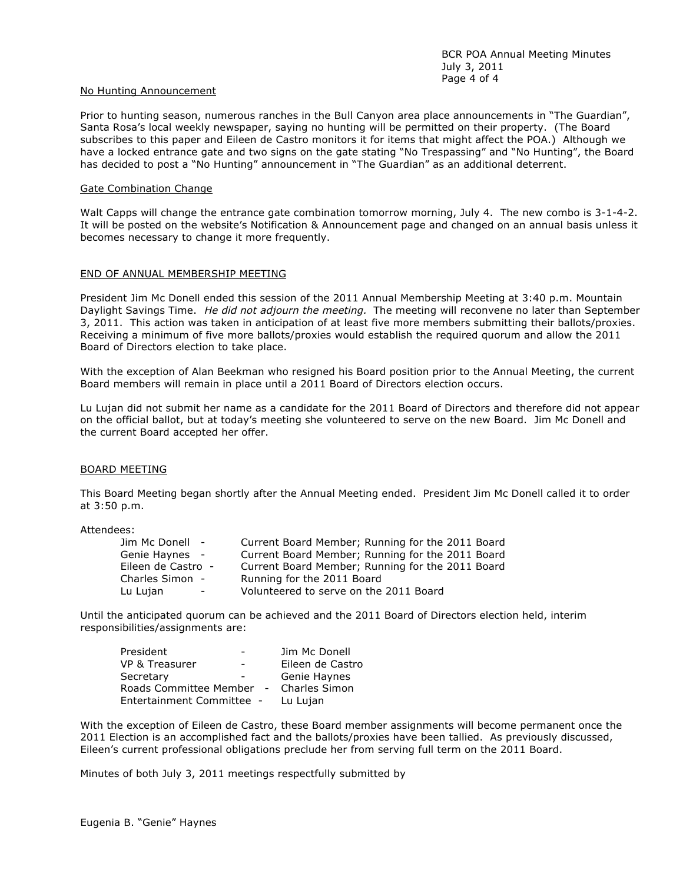## No Hunting Announcement

Prior to hunting season, numerous ranches in the Bull Canyon area place announcements in "The Guardian", Santa Rosa's local weekly newspaper, saying no hunting will be permitted on their property. (The Board subscribes to this paper and Eileen de Castro monitors it for items that might affect the POA.) Although we have a locked entrance gate and two signs on the gate stating "No Trespassing" and "No Hunting", the Board has decided to post a "No Hunting" announcement in "The Guardian" as an additional deterrent.

## Gate Combination Change

Walt Capps will change the entrance gate combination tomorrow morning, July 4. The new combo is 3-1-4-2. It will be posted on the website's Notification & Announcement page and changed on an annual basis unless it becomes necessary to change it more frequently.

## END OF ANNUAL MEMBERSHIP MEETING

President Jim Mc Donell ended this session of the 2011 Annual Membership Meeting at 3:40 p.m. Mountain Daylight Savings Time. *He did not adjourn the meeting.* The meeting will reconvene no later than September 3, 2011. This action was taken in anticipation of at least five more members submitting their ballots/proxies. Receiving a minimum of five more ballots/proxies would establish the required quorum and allow the 2011 Board of Directors election to take place.

With the exception of Alan Beekman who resigned his Board position prior to the Annual Meeting, the current Board members will remain in place until a 2011 Board of Directors election occurs.

Lu Lujan did not submit her name as a candidate for the 2011 Board of Directors and therefore did not appear on the official ballot, but at today's meeting she volunteered to serve on the new Board. Jim Mc Donell and the current Board accepted her offer.

## BOARD MEETING

This Board Meeting began shortly after the Annual Meeting ended. President Jim Mc Donell called it to order at 3:50 p.m.

Attendees:

| | |
|---|---|
| Jim Mc Donell - | Current Board Member; Running for the 2011 Board |
| Genie Haynes - | Current Board Member; Running for the 2011 Board |
| Eileen de Castro - | Current Board Member; Running for the 2011 Board |
| Charles Simon - | Running for the 2011 Board |
| Lu Lujan - | Volunteered to serve on the 2011 Board |

Until the anticipated quorum can be achieved and the 2011 Board of Directors election held, interim responsibilities/assignments are:

| | |
|---|---|
| President - | Jim Mc Donell |
| VP & Treasurer - | Eileen de Castro |
| Secretary - | Genie Haynes |
| Roads Committee Member - | Charles Simon |
| Entertainment Committee - | Lu Lujan |

With the exception of Eileen de Castro, these Board member assignments will become permanent once the 2011 Election is an accomplished fact and the ballots/proxies have been tallied. As previously discussed, Eileen's current professional obligations preclude her from serving full term on the 2011 Board.

Minutes of both July 3, 2011 meetings respectfully submitted by

Eugenia B. "Genie" Haynes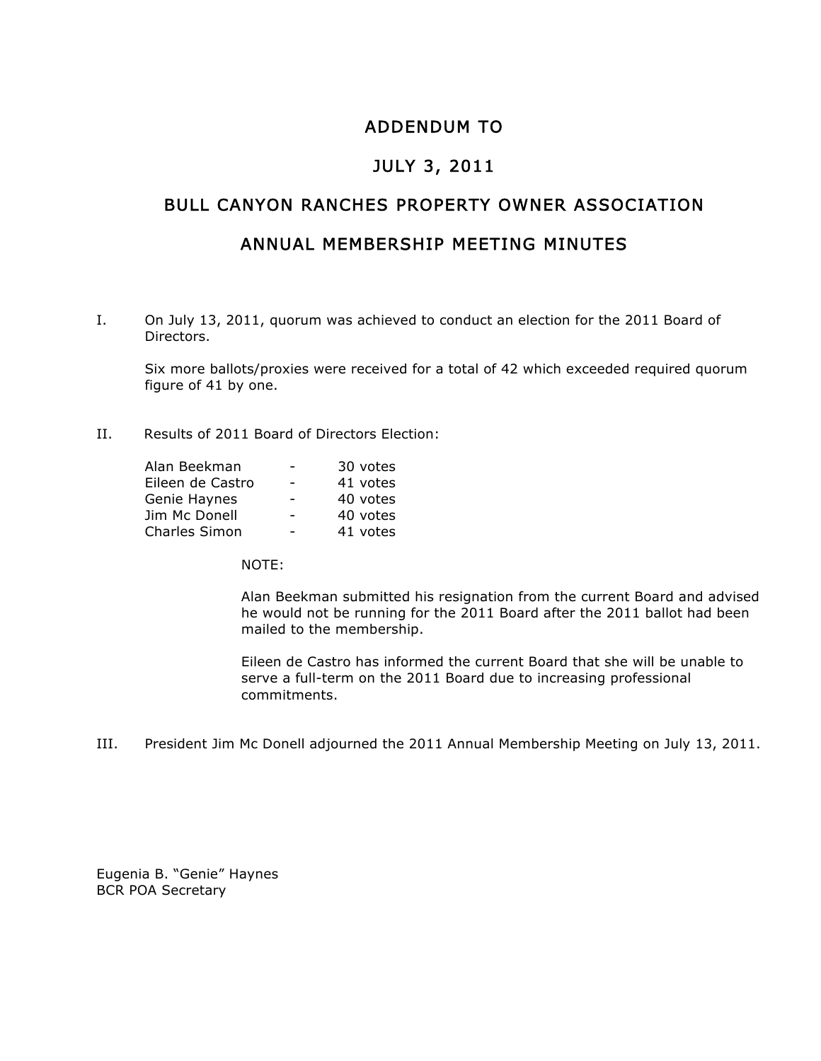# ADDENDUM TO

# JULY 3, 2011

# BULL CANYON RANCHES PROPERTY OWNER ASSOCIATION

# ANNUAL MEMBERSHIP MEETING MINUTES

I. On July 13, 2011, quorum was achieved to conduct an election for the 2011 Board of Directors.

Six more ballots/proxies were received for a total of 42 which exceeded required quorum figure of 41 by one.

II. Results of 2011 Board of Directors Election:

| | | |
|---|---|---|
| Alan Beekman | - | 30 votes |
| Eileen de Castro | - | 41 votes |
| Genie Haynes | - | 40 votes |
| Jim Mc Donell | - | 40 votes |
| Charles Simon | - | 41 votes |

NOTE:

Alan Beekman submitted his resignation from the current Board and advised he would not be running for the 2011 Board after the 2011 ballot had been mailed to the membership.

Eileen de Castro has informed the current Board that she will be unable to serve a full-term on the 2011 Board due to increasing professional commitments.

III. President Jim Mc Donell adjourned the 2011 Annual Membership Meeting on July 13, 2011.

Eugenia B. "Genie" Haynes
BCR POA Secretary